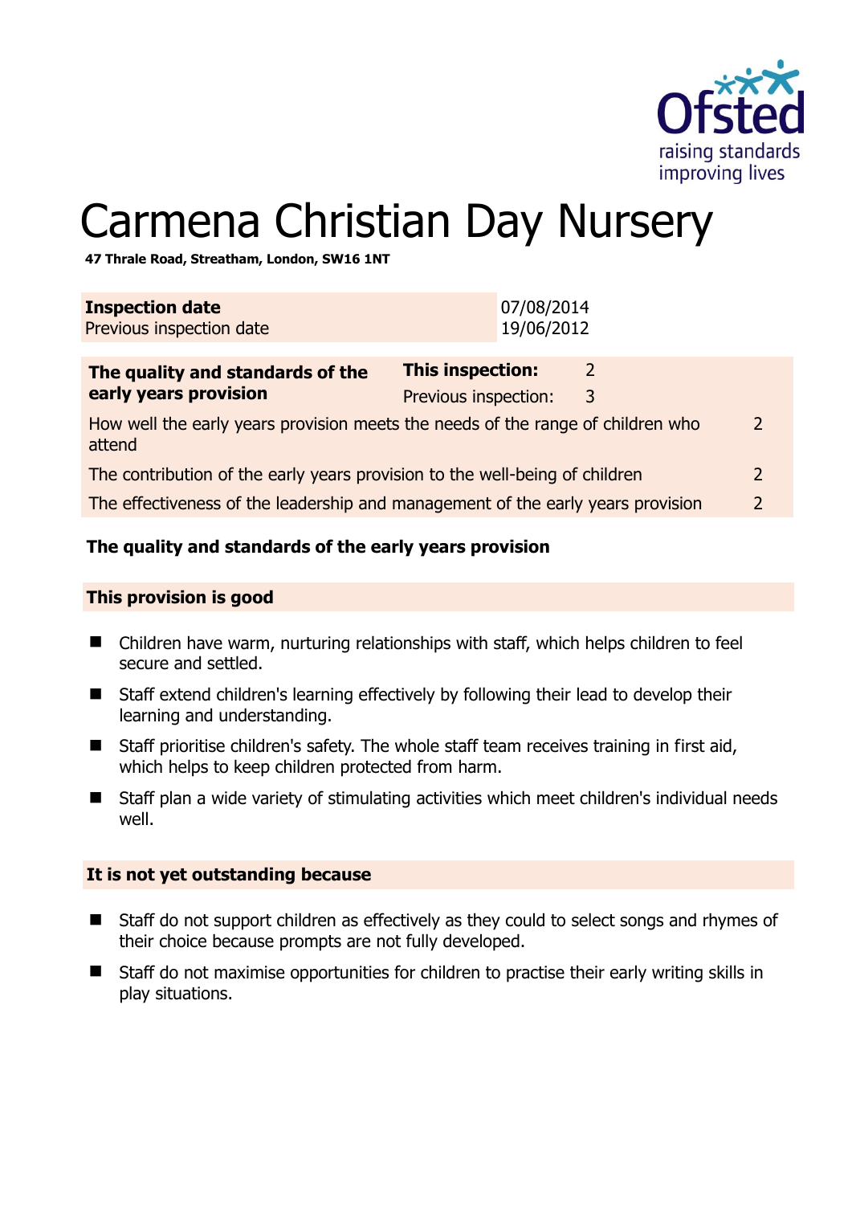# Carmena Christian Day Nursery

**47 Thrale Road, Streatham, London, SW16 1NT**

| **Inspection date** | 07/08/2014 |
|---|---|
| Previous inspection date | 19/06/2012 |

| **The quality and standards of the early years provision** | **This inspection:** | 2 | |
|---|---|---|---|
| | Previous inspection: | 3 | |
| How well the early years provision meets the needs of the range of children who attend | | | 2 |
| The contribution of the early years provision to the well-being of children | | | 2 |
| The effectiveness of the leadership and management of the early years provision | | | 2 |

## The quality and standards of the early years provision

### This provision is good

- Children have warm, nurturing relationships with staff, which helps children to feel secure and settled.
- Staff extend children's learning effectively by following their lead to develop their learning and understanding.
- Staff prioritise children's safety. The whole staff team receives training in first aid, which helps to keep children protected from harm.
- Staff plan a wide variety of stimulating activities which meet children's individual needs well.

### It is not yet outstanding because

- Staff do not support children as effectively as they could to select songs and rhymes of their choice because prompts are not fully developed.
- Staff do not maximise opportunities for children to practise their early writing skills in play situations.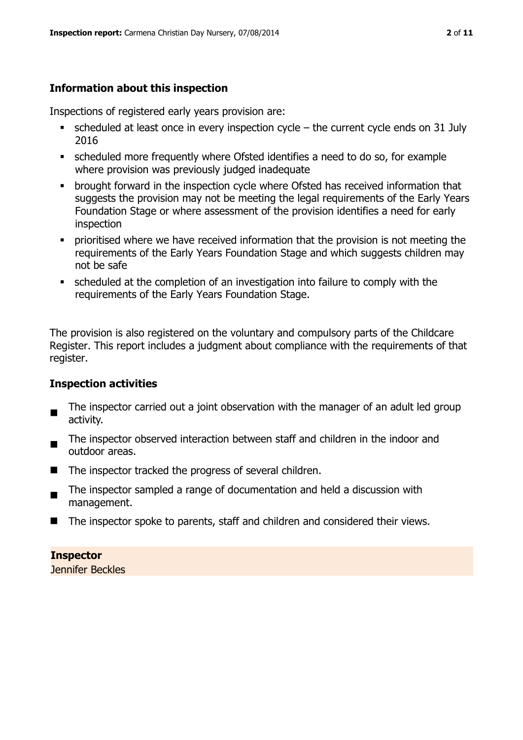## Information about this inspection

Inspections of registered early years provision are:

- scheduled at least once in every inspection cycle – the current cycle ends on 31 July 2016
- scheduled more frequently where Ofsted identifies a need to do so, for example where provision was previously judged inadequate
- brought forward in the inspection cycle where Ofsted has received information that suggests the provision may not be meeting the legal requirements of the Early Years Foundation Stage or where assessment of the provision identifies a need for early inspection
- prioritised where we have received information that the provision is not meeting the requirements of the Early Years Foundation Stage and which suggests children may not be safe
- scheduled at the completion of an investigation into failure to comply with the requirements of the Early Years Foundation Stage.

The provision is also registered on the voluntary and compulsory parts of the Childcare Register. This report includes a judgment about compliance with the requirements of that register.

## Inspection activities

- The inspector carried out a joint observation with the manager of an adult led group activity.
- The inspector observed interaction between staff and children in the indoor and outdoor areas.
- The inspector tracked the progress of several children.
- The inspector sampled a range of documentation and held a discussion with management.
- The inspector spoke to parents, staff and children and considered their views.

**Inspector**
Jennifer Beckles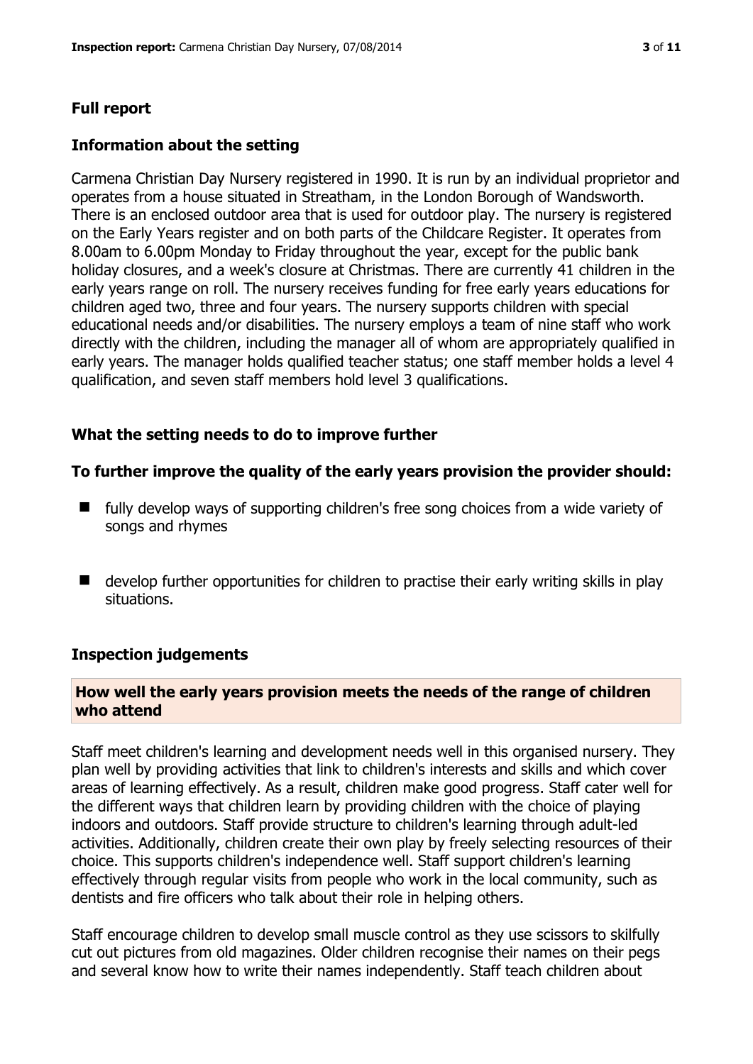## Full report

### Information about the setting

Carmena Christian Day Nursery registered in 1990. It is run by an individual proprietor and operates from a house situated in Streatham, in the London Borough of Wandsworth. There is an enclosed outdoor area that is used for outdoor play. The nursery is registered on the Early Years register and on both parts of the Childcare Register. It operates from 8.00am to 6.00pm Monday to Friday throughout the year, except for the public bank holiday closures, and a week's closure at Christmas. There are currently 41 children in the early years range on roll. The nursery receives funding for free early years educations for children aged two, three and four years. The nursery supports children with special educational needs and/or disabilities. The nursery employs a team of nine staff who work directly with the children, including the manager all of whom are appropriately qualified in early years. The manager holds qualified teacher status; one staff member holds a level 4 qualification, and seven staff members hold level 3 qualifications.

### What the setting needs to do to improve further

#### To further improve the quality of the early years provision the provider should:

- fully develop ways of supporting children's free song choices from a wide variety of songs and rhymes
- develop further opportunities for children to practise their early writing skills in play situations.

### Inspection judgements

#### How well the early years provision meets the needs of the range of children who attend

Staff meet children's learning and development needs well in this organised nursery. They plan well by providing activities that link to children's interests and skills and which cover areas of learning effectively. As a result, children make good progress. Staff cater well for the different ways that children learn by providing children with the choice of playing indoors and outdoors. Staff provide structure to children's learning through adult-led activities. Additionally, children create their own play by freely selecting resources of their choice. This supports children's independence well. Staff support children's learning effectively through regular visits from people who work in the local community, such as dentists and fire officers who talk about their role in helping others.

Staff encourage children to develop small muscle control as they use scissors to skilfully cut out pictures from old magazines. Older children recognise their names on their pegs and several know how to write their names independently. Staff teach children about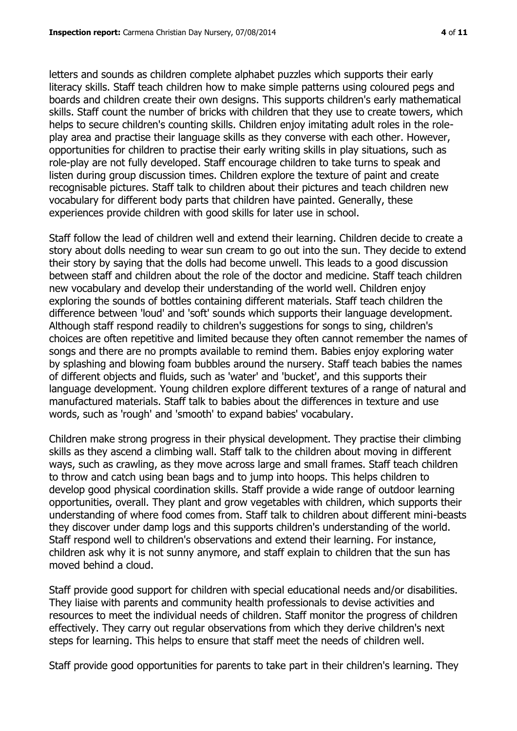letters and sounds as children complete alphabet puzzles which supports their early literacy skills. Staff teach children how to make simple patterns using coloured pegs and boards and children create their own designs. This supports children's early mathematical skills. Staff count the number of bricks with children that they use to create towers, which helps to secure children's counting skills. Children enjoy imitating adult roles in the role-play area and practise their language skills as they converse with each other. However, opportunities for children to practise their early writing skills in play situations, such as role-play are not fully developed. Staff encourage children to take turns to speak and listen during group discussion times. Children explore the texture of paint and create recognisable pictures. Staff talk to children about their pictures and teach children new vocabulary for different body parts that children have painted. Generally, these experiences provide children with good skills for later use in school.

Staff follow the lead of children well and extend their learning. Children decide to create a story about dolls needing to wear sun cream to go out into the sun. They decide to extend their story by saying that the dolls had become unwell. This leads to a good discussion between staff and children about the role of the doctor and medicine. Staff teach children new vocabulary and develop their understanding of the world well. Children enjoy exploring the sounds of bottles containing different materials. Staff teach children the difference between 'loud' and 'soft' sounds which supports their language development. Although staff respond readily to children's suggestions for songs to sing, children's choices are often repetitive and limited because they often cannot remember the names of songs and there are no prompts available to remind them. Babies enjoy exploring water by splashing and blowing foam bubbles around the nursery. Staff teach babies the names of different objects and fluids, such as 'water' and 'bucket', and this supports their language development. Young children explore different textures of a range of natural and manufactured materials. Staff talk to babies about the differences in texture and use words, such as 'rough' and 'smooth' to expand babies' vocabulary.

Children make strong progress in their physical development. They practise their climbing skills as they ascend a climbing wall. Staff talk to the children about moving in different ways, such as crawling, as they move across large and small frames. Staff teach children to throw and catch using bean bags and to jump into hoops. This helps children to develop good physical coordination skills. Staff provide a wide range of outdoor learning opportunities, overall. They plant and grow vegetables with children, which supports their understanding of where food comes from. Staff talk to children about different mini-beasts they discover under damp logs and this supports children's understanding of the world. Staff respond well to children's observations and extend their learning. For instance, children ask why it is not sunny anymore, and staff explain to children that the sun has moved behind a cloud.

Staff provide good support for children with special educational needs and/or disabilities. They liaise with parents and community health professionals to devise activities and resources to meet the individual needs of children. Staff monitor the progress of children effectively. They carry out regular observations from which they derive children's next steps for learning. This helps to ensure that staff meet the needs of children well.

Staff provide good opportunities for parents to take part in their children's learning. They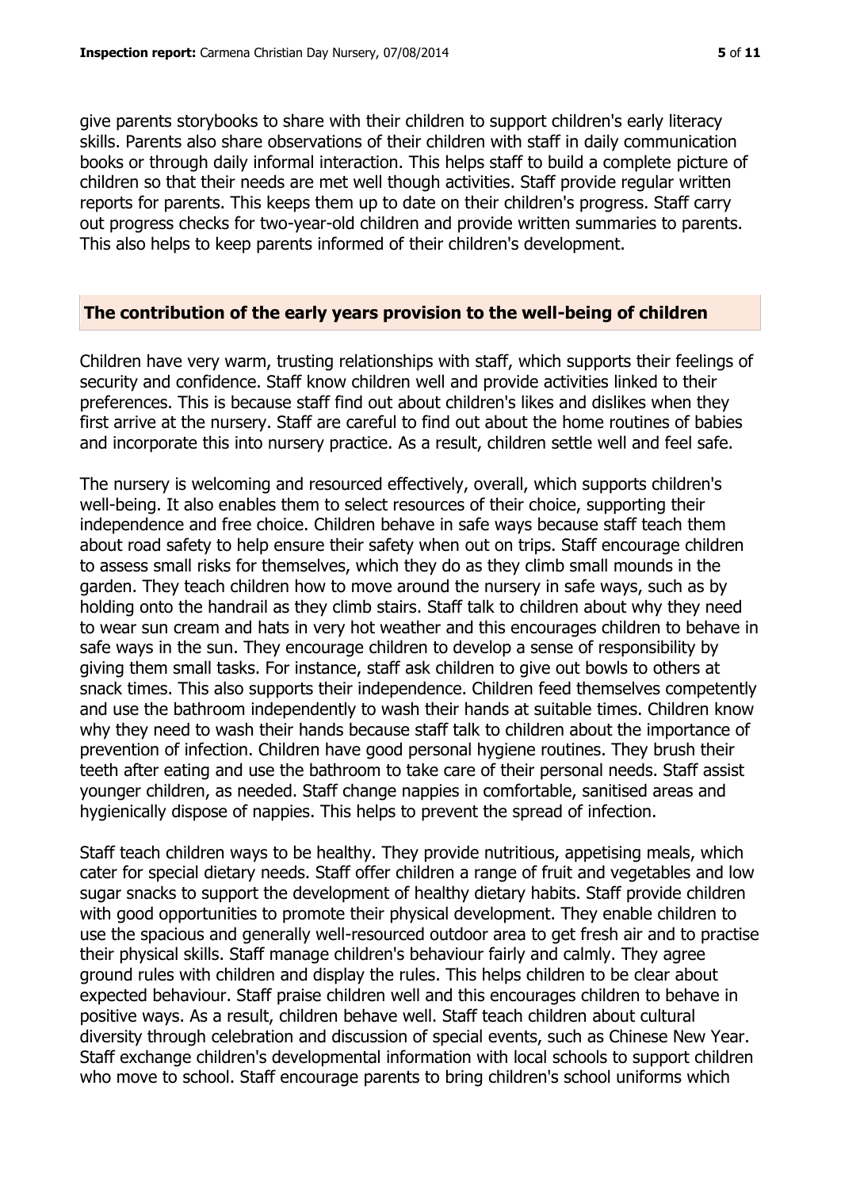give parents storybooks to share with their children to support children's early literacy skills. Parents also share observations of their children with staff in daily communication books or through daily informal interaction. This helps staff to build a complete picture of children so that their needs are met well though activities. Staff provide regular written reports for parents. This keeps them up to date on their children's progress. Staff carry out progress checks for two-year-old children and provide written summaries to parents. This also helps to keep parents informed of their children's development.

## The contribution of the early years provision to the well-being of children

Children have very warm, trusting relationships with staff, which supports their feelings of security and confidence. Staff know children well and provide activities linked to their preferences. This is because staff find out about children's likes and dislikes when they first arrive at the nursery. Staff are careful to find out about the home routines of babies and incorporate this into nursery practice. As a result, children settle well and feel safe.

The nursery is welcoming and resourced effectively, overall, which supports children's well-being. It also enables them to select resources of their choice, supporting their independence and free choice. Children behave in safe ways because staff teach them about road safety to help ensure their safety when out on trips. Staff encourage children to assess small risks for themselves, which they do as they climb small mounds in the garden. They teach children how to move around the nursery in safe ways, such as by holding onto the handrail as they climb stairs. Staff talk to children about why they need to wear sun cream and hats in very hot weather and this encourages children to behave in safe ways in the sun. They encourage children to develop a sense of responsibility by giving them small tasks. For instance, staff ask children to give out bowls to others at snack times. This also supports their independence. Children feed themselves competently and use the bathroom independently to wash their hands at suitable times. Children know why they need to wash their hands because staff talk to children about the importance of prevention of infection. Children have good personal hygiene routines. They brush their teeth after eating and use the bathroom to take care of their personal needs. Staff assist younger children, as needed. Staff change nappies in comfortable, sanitised areas and hygienically dispose of nappies. This helps to prevent the spread of infection.

Staff teach children ways to be healthy. They provide nutritious, appetising meals, which cater for special dietary needs. Staff offer children a range of fruit and vegetables and low sugar snacks to support the development of healthy dietary habits. Staff provide children with good opportunities to promote their physical development. They enable children to use the spacious and generally well-resourced outdoor area to get fresh air and to practise their physical skills. Staff manage children's behaviour fairly and calmly. They agree ground rules with children and display the rules. This helps children to be clear about expected behaviour. Staff praise children well and this encourages children to behave in positive ways. As a result, children behave well. Staff teach children about cultural diversity through celebration and discussion of special events, such as Chinese New Year. Staff exchange children's developmental information with local schools to support children who move to school. Staff encourage parents to bring children's school uniforms which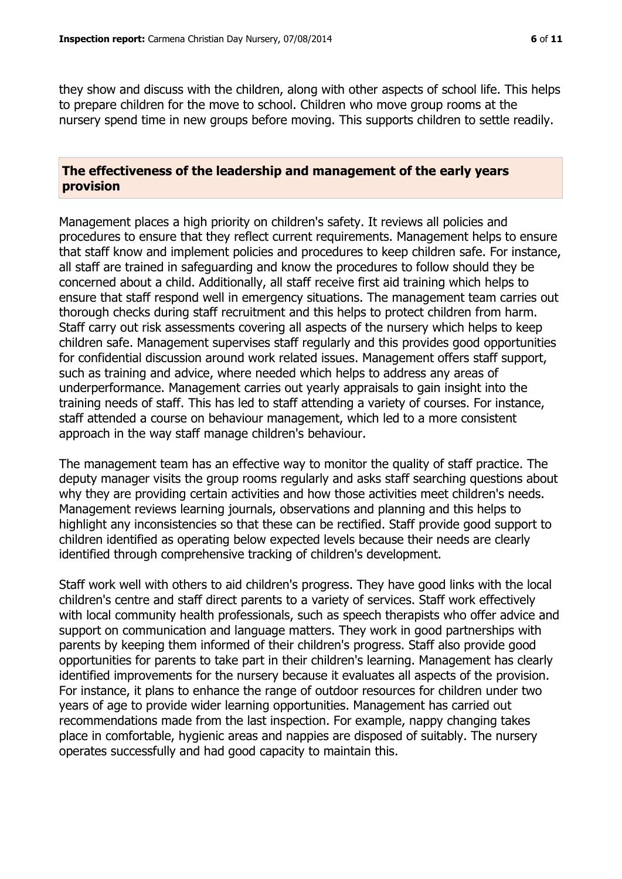they show and discuss with the children, along with other aspects of school life. This helps to prepare children for the move to school. Children who move group rooms at the nursery spend time in new groups before moving. This supports children to settle readily.

## The effectiveness of the leadership and management of the early years provision

Management places a high priority on children's safety. It reviews all policies and procedures to ensure that they reflect current requirements. Management helps to ensure that staff know and implement policies and procedures to keep children safe. For instance, all staff are trained in safeguarding and know the procedures to follow should they be concerned about a child. Additionally, all staff receive first aid training which helps to ensure that staff respond well in emergency situations. The management team carries out thorough checks during staff recruitment and this helps to protect children from harm. Staff carry out risk assessments covering all aspects of the nursery which helps to keep children safe. Management supervises staff regularly and this provides good opportunities for confidential discussion around work related issues. Management offers staff support, such as training and advice, where needed which helps to address any areas of underperformance. Management carries out yearly appraisals to gain insight into the training needs of staff. This has led to staff attending a variety of courses. For instance, staff attended a course on behaviour management, which led to a more consistent approach in the way staff manage children's behaviour.

The management team has an effective way to monitor the quality of staff practice. The deputy manager visits the group rooms regularly and asks staff searching questions about why they are providing certain activities and how those activities meet children's needs. Management reviews learning journals, observations and planning and this helps to highlight any inconsistencies so that these can be rectified. Staff provide good support to children identified as operating below expected levels because their needs are clearly identified through comprehensive tracking of children's development.

Staff work well with others to aid children's progress. They have good links with the local children's centre and staff direct parents to a variety of services. Staff work effectively with local community health professionals, such as speech therapists who offer advice and support on communication and language matters. They work in good partnerships with parents by keeping them informed of their children's progress. Staff also provide good opportunities for parents to take part in their children's learning. Management has clearly identified improvements for the nursery because it evaluates all aspects of the provision. For instance, it plans to enhance the range of outdoor resources for children under two years of age to provide wider learning opportunities. Management has carried out recommendations made from the last inspection. For example, nappy changing takes place in comfortable, hygienic areas and nappies are disposed of suitably. The nursery operates successfully and had good capacity to maintain this.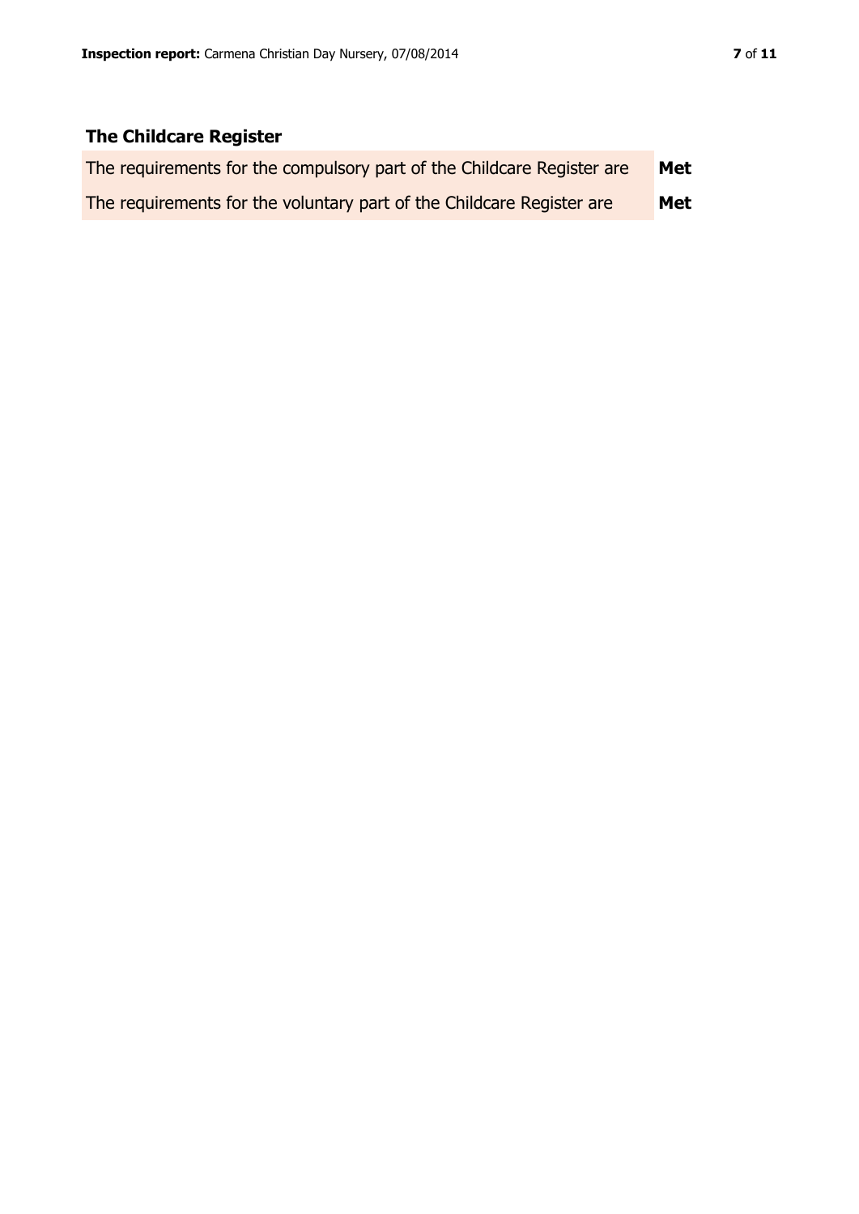## The Childcare Register

| | |
|---|---|
| The requirements for the compulsory part of the Childcare Register are | **Met** |
| The requirements for the voluntary part of the Childcare Register are | **Met** |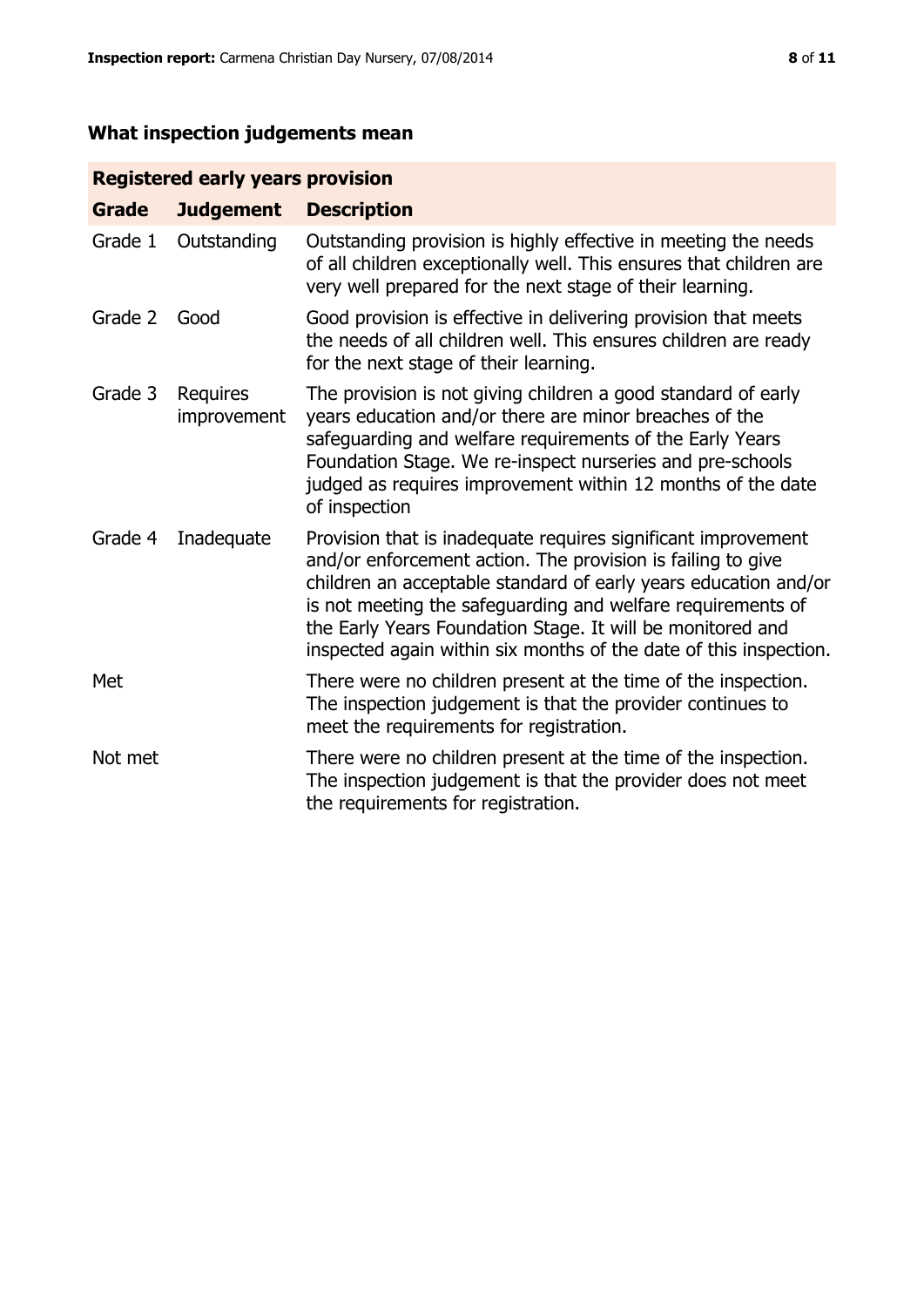## What inspection judgements mean

| Registered early years provision | | |
|---|---|---|
| **Grade** | **Judgement** | **Description** |
| Grade 1 | Outstanding | Outstanding provision is highly effective in meeting the needs of all children exceptionally well. This ensures that children are very well prepared for the next stage of their learning. |
| Grade 2 | Good | Good provision is effective in delivering provision that meets the needs of all children well. This ensures children are ready for the next stage of their learning. |
| Grade 3 | Requires improvement | The provision is not giving children a good standard of early years education and/or there are minor breaches of the safeguarding and welfare requirements of the Early Years Foundation Stage. We re-inspect nurseries and pre-schools judged as requires improvement within 12 months of the date of inspection |
| Grade 4 | Inadequate | Provision that is inadequate requires significant improvement and/or enforcement action. The provision is failing to give children an acceptable standard of early years education and/or is not meeting the safeguarding and welfare requirements of the Early Years Foundation Stage. It will be monitored and inspected again within six months of the date of this inspection. |
| Met | | There were no children present at the time of the inspection. The inspection judgement is that the provider continues to meet the requirements for registration. |
| Not met | | There were no children present at the time of the inspection. The inspection judgement is that the provider does not meet the requirements for registration. |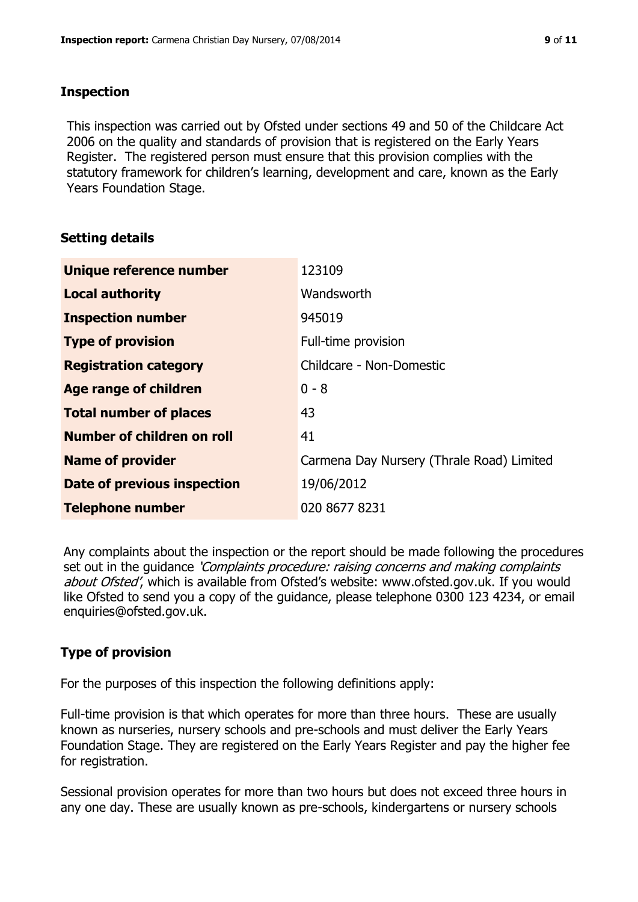## Inspection

This inspection was carried out by Ofsted under sections 49 and 50 of the Childcare Act 2006 on the quality and standards of provision that is registered on the Early Years Register. The registered person must ensure that this provision complies with the statutory framework for children's learning, development and care, known as the Early Years Foundation Stage.

## Setting details

| | |
|---|---|
| **Unique reference number** | 123109 |
| **Local authority** | Wandsworth |
| **Inspection number** | 945019 |
| **Type of provision** | Full-time provision |
| **Registration category** | Childcare - Non-Domestic |
| **Age range of children** | 0 - 8 |
| **Total number of places** | 43 |
| **Number of children on roll** | 41 |
| **Name of provider** | Carmena Day Nursery (Thrale Road) Limited |
| **Date of previous inspection** | 19/06/2012 |
| **Telephone number** | 020 8677 8231 |

Any complaints about the inspection or the report should be made following the procedures set out in the guidance *'Complaints procedure: raising concerns and making complaints about Ofsted'*, which is available from Ofsted's website: www.ofsted.gov.uk. If you would like Ofsted to send you a copy of the guidance, please telephone 0300 123 4234, or email enquiries@ofsted.gov.uk.

## Type of provision

For the purposes of this inspection the following definitions apply:

Full-time provision is that which operates for more than three hours. These are usually known as nurseries, nursery schools and pre-schools and must deliver the Early Years Foundation Stage. They are registered on the Early Years Register and pay the higher fee for registration.

Sessional provision operates for more than two hours but does not exceed three hours in any one day. These are usually known as pre-schools, kindergartens or nursery schools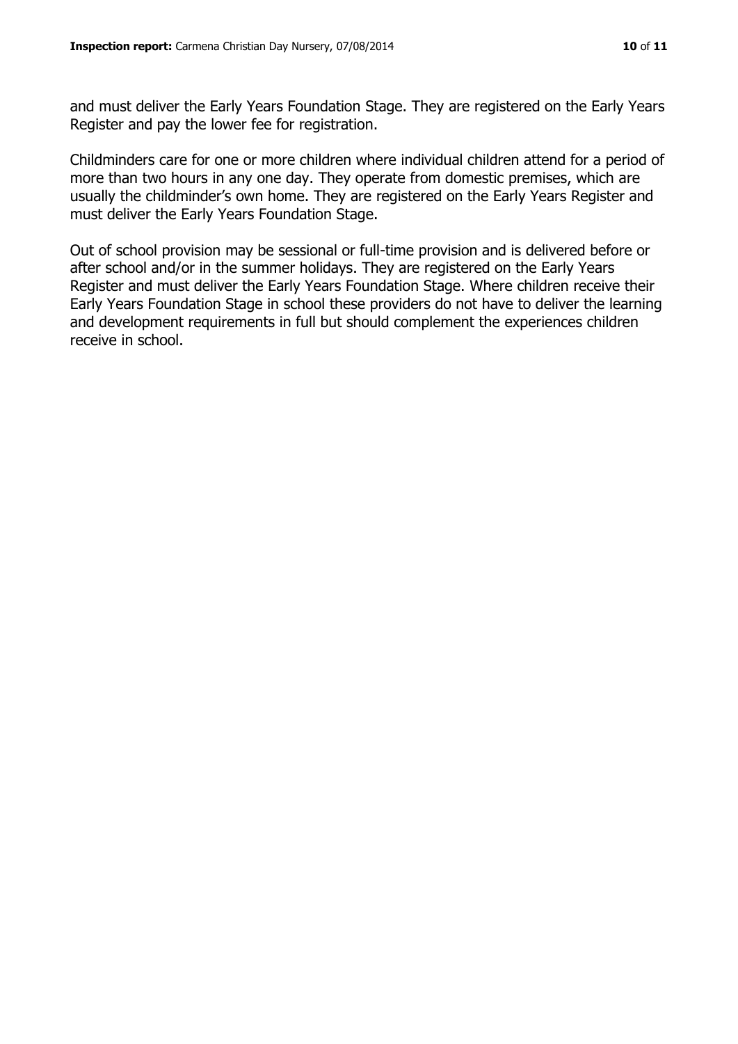and must deliver the Early Years Foundation Stage. They are registered on the Early Years Register and pay the lower fee for registration.

Childminders care for one or more children where individual children attend for a period of more than two hours in any one day. They operate from domestic premises, which are usually the childminder's own home. They are registered on the Early Years Register and must deliver the Early Years Foundation Stage.

Out of school provision may be sessional or full-time provision and is delivered before or after school and/or in the summer holidays. They are registered on the Early Years Register and must deliver the Early Years Foundation Stage. Where children receive their Early Years Foundation Stage in school these providers do not have to deliver the learning and development requirements in full but should complement the experiences children receive in school.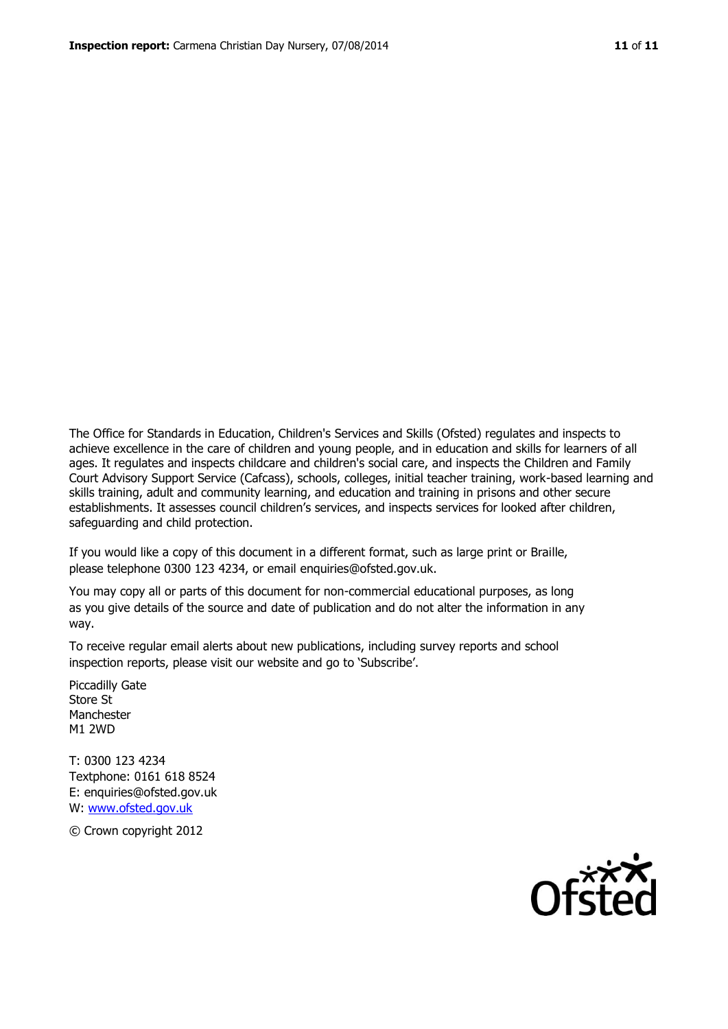The Office for Standards in Education, Children's Services and Skills (Ofsted) regulates and inspects to achieve excellence in the care of children and young people, and in education and skills for learners of all ages. It regulates and inspects childcare and children's social care, and inspects the Children and Family Court Advisory Support Service (Cafcass), schools, colleges, initial teacher training, work-based learning and skills training, adult and community learning, and education and training in prisons and other secure establishments. It assesses council children's services, and inspects services for looked after children, safeguarding and child protection.

If you would like a copy of this document in a different format, such as large print or Braille, please telephone 0300 123 4234, or email enquiries@ofsted.gov.uk.

You may copy all or parts of this document for non-commercial educational purposes, as long as you give details of the source and date of publication and do not alter the information in any way.

To receive regular email alerts about new publications, including survey reports and school inspection reports, please visit our website and go to 'Subscribe'.

Piccadilly Gate
Store St
Manchester
M1 2WD

T: 0300 123 4234
Textphone: 0161 618 8524
E: enquiries@ofsted.gov.uk
W: www.ofsted.gov.uk

© Crown copyright 2012

Ofsted